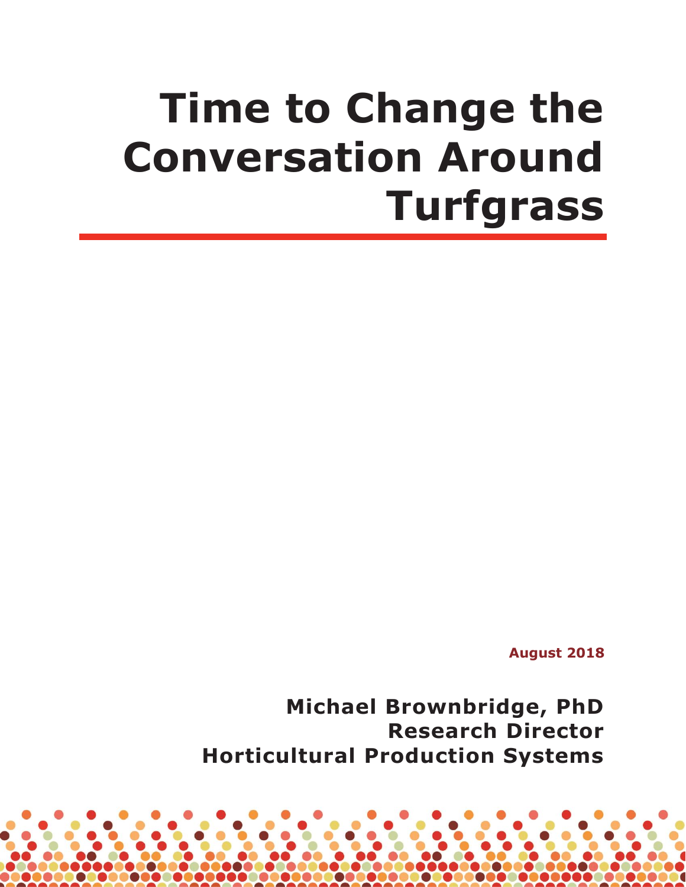# Time to Change the Conversation Around Turfgrass

**August 2018**

**Michael Brownbridge, PhD**
**Research Director**
**Horticultural Production Systems**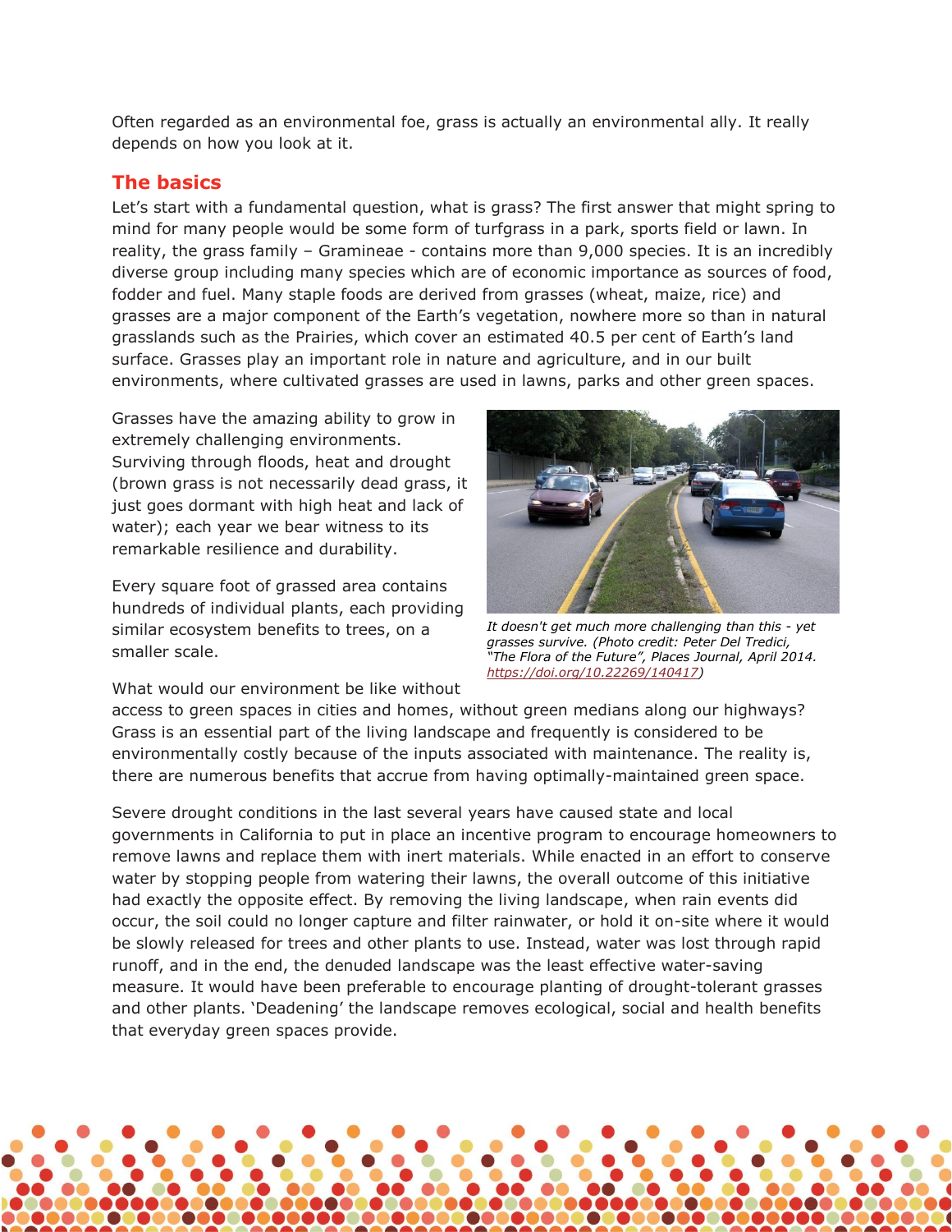Often regarded as an environmental foe, grass is actually an environmental ally. It really depends on how you look at it.

## The basics

Let's start with a fundamental question, what is grass? The first answer that might spring to mind for many people would be some form of turfgrass in a park, sports field or lawn. In reality, the grass family – Gramineae - contains more than 9,000 species. It is an incredibly diverse group including many species which are of economic importance as sources of food, fodder and fuel. Many staple foods are derived from grasses (wheat, maize, rice) and grasses are a major component of the Earth's vegetation, nowhere more so than in natural grasslands such as the Prairies, which cover an estimated 40.5 per cent of Earth's land surface. Grasses play an important role in nature and agriculture, and in our built environments, where cultivated grasses are used in lawns, parks and other green spaces.

Grasses have the amazing ability to grow in extremely challenging environments. Surviving through floods, heat and drought (brown grass is not necessarily dead grass, it just goes dormant with high heat and lack of water); each year we bear witness to its remarkable resilience and durability.

Every square foot of grassed area contains hundreds of individual plants, each providing similar ecosystem benefits to trees, on a smaller scale.

*It doesn't get much more challenging than this - yet grasses survive. (Photo credit: Peter Del Tredici, "The Flora of the Future", Places Journal, April 2014. https://doi.org/10.22269/140417)*

What would our environment be like without access to green spaces in cities and homes, without green medians along our highways? Grass is an essential part of the living landscape and frequently is considered to be environmentally costly because of the inputs associated with maintenance. The reality is, there are numerous benefits that accrue from having optimally-maintained green space.

Severe drought conditions in the last several years have caused state and local governments in California to put in place an incentive program to encourage homeowners to remove lawns and replace them with inert materials. While enacted in an effort to conserve water by stopping people from watering their lawns, the overall outcome of this initiative had exactly the opposite effect. By removing the living landscape, when rain events did occur, the soil could no longer capture and filter rainwater, or hold it on-site where it would be slowly released for trees and other plants to use. Instead, water was lost through rapid runoff, and in the end, the denuded landscape was the least effective water-saving measure. It would have been preferable to encourage planting of drought-tolerant grasses and other plants. 'Deadening' the landscape removes ecological, social and health benefits that everyday green spaces provide.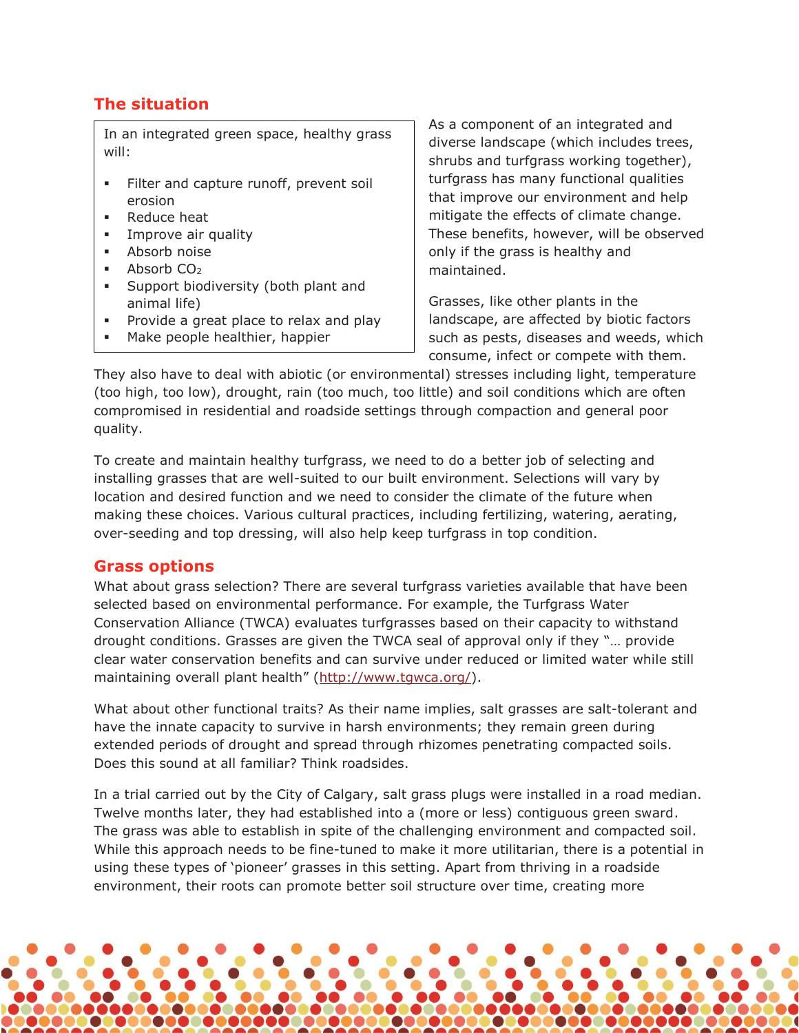## The situation

In an integrated green space, healthy grass will:

- Filter and capture runoff, prevent soil erosion
- Reduce heat
- Improve air quality
- Absorb noise
- Absorb $CO_2$
- Support biodiversity (both plant and animal life)
- Provide a great place to relax and play
- Make people healthier, happier

As a component of an integrated and diverse landscape (which includes trees, shrubs and turfgrass working together), turfgrass has many functional qualities that improve our environment and help mitigate the effects of climate change. These benefits, however, will be observed only if the grass is healthy and maintained.

Grasses, like other plants in the landscape, are affected by biotic factors such as pests, diseases and weeds, which consume, infect or compete with them. They also have to deal with abiotic (or environmental) stresses including light, temperature (too high, too low), drought, rain (too much, too little) and soil conditions which are often compromised in residential and roadside settings through compaction and general poor quality.

To create and maintain healthy turfgrass, we need to do a better job of selecting and installing grasses that are well-suited to our built environment. Selections will vary by location and desired function and we need to consider the climate of the future when making these choices. Various cultural practices, including fertilizing, watering, aerating, over-seeding and top dressing, will also help keep turfgrass in top condition.

## Grass options

What about grass selection? There are several turfgrass varieties available that have been selected based on environmental performance. For example, the Turfgrass Water Conservation Alliance (TWCA) evaluates turfgrasses based on their capacity to withstand drought conditions. Grasses are given the TWCA seal of approval only if they "… provide clear water conservation benefits and can survive under reduced or limited water while still maintaining overall plant health" (http://www.tgwca.org/).

What about other functional traits? As their name implies, salt grasses are salt-tolerant and have the innate capacity to survive in harsh environments; they remain green during extended periods of drought and spread through rhizomes penetrating compacted soils. Does this sound at all familiar? Think roadsides.

In a trial carried out by the City of Calgary, salt grass plugs were installed in a road median. Twelve months later, they had established into a (more or less) contiguous green sward. The grass was able to establish in spite of the challenging environment and compacted soil. While this approach needs to be fine-tuned to make it more utilitarian, there is a potential in using these types of 'pioneer' grasses in this setting. Apart from thriving in a roadside environment, their roots can promote better soil structure over time, creating more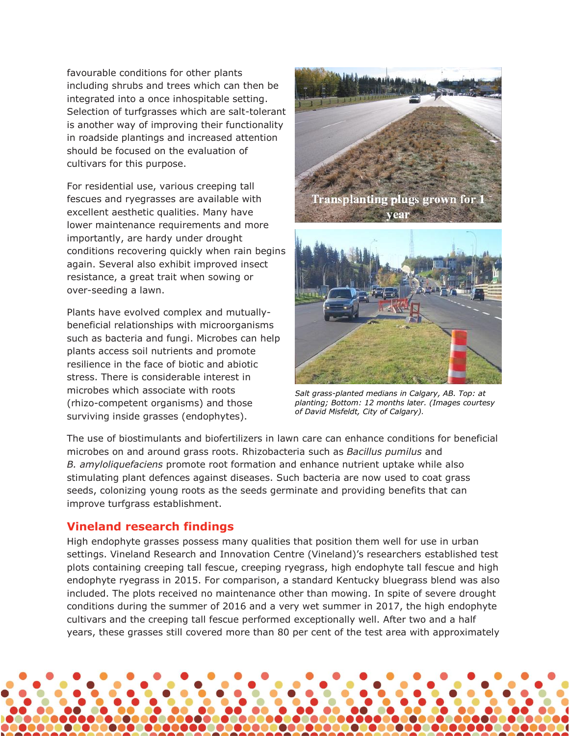favourable conditions for other plants including shrubs and trees which can then be integrated into a once inhospitable setting. Selection of turfgrasses which are salt-tolerant is another way of improving their functionality in roadside plantings and increased attention should be focused on the evaluation of cultivars for this purpose.

For residential use, various creeping tall fescues and ryegrasses are available with excellent aesthetic qualities. Many have lower maintenance requirements and more importantly, are hardy under drought conditions recovering quickly when rain begins again. Several also exhibit improved insect resistance, a great trait when sowing or over-seeding a lawn.

Plants have evolved complex and mutually-beneficial relationships with microorganisms such as bacteria and fungi. Microbes can help plants access soil nutrients and promote resilience in the face of biotic and abiotic stress. There is considerable interest in microbes which associate with roots (rhizo-competent organisms) and those surviving inside grasses (endophytes).

Transplanting plugs grown for 1 year

*Salt grass-planted medians in Calgary, AB. Top: at planting; Bottom: 12 months later. (Images courtesy of David Misfeldt, City of Calgary).*

The use of biostimulants and biofertilizers in lawn care can enhance conditions for beneficial microbes on and around grass roots. Rhizobacteria such as *Bacillus pumilus* and *B. amyloliquefaciens* promote root formation and enhance nutrient uptake while also stimulating plant defences against diseases. Such bacteria are now used to coat grass seeds, colonizing young roots as the seeds germinate and providing benefits that can improve turfgrass establishment.

## Vineland research findings

High endophyte grasses possess many qualities that position them well for use in urban settings. Vineland Research and Innovation Centre (Vineland)'s researchers established test plots containing creeping tall fescue, creeping ryegrass, high endophyte tall fescue and high endophyte ryegrass in 2015. For comparison, a standard Kentucky bluegrass blend was also included. The plots received no maintenance other than mowing. In spite of severe drought conditions during the summer of 2016 and a very wet summer in 2017, the high endophyte cultivars and the creeping tall fescue performed exceptionally well. After two and a half years, these grasses still covered more than 80 per cent of the test area with approximately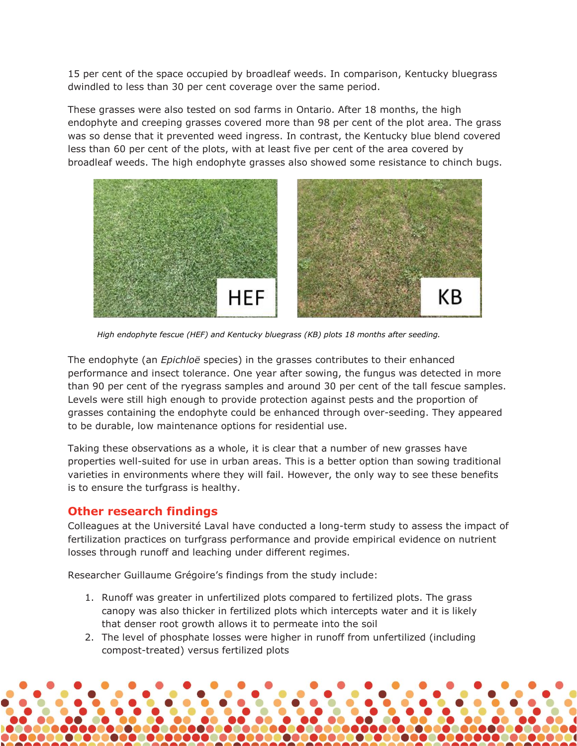15 per cent of the space occupied by broadleaf weeds. In comparison, Kentucky bluegrass dwindled to less than 30 per cent coverage over the same period.

These grasses were also tested on sod farms in Ontario. After 18 months, the high endophyte and creeping grasses covered more than 98 per cent of the plot area. The grass was so dense that it prevented weed ingress. In contrast, the Kentucky blue blend covered less than 60 per cent of the plots, with at least five per cent of the area covered by broadleaf weeds. The high endophyte grasses also showed some resistance to chinch bugs.

*High endophyte fescue (HEF) and Kentucky bluegrass (KB) plots 18 months after seeding.*

The endophyte (an *Epichloë* species) in the grasses contributes to their enhanced performance and insect tolerance. One year after sowing, the fungus was detected in more than 90 per cent of the ryegrass samples and around 30 per cent of the tall fescue samples. Levels were still high enough to provide protection against pests and the proportion of grasses containing the endophyte could be enhanced through over-seeding. They appeared to be durable, low maintenance options for residential use.

Taking these observations as a whole, it is clear that a number of new grasses have properties well-suited for use in urban areas. This is a better option than sowing traditional varieties in environments where they will fail. However, the only way to see these benefits is to ensure the turfgrass is healthy.

## Other research findings

Colleagues at the Université Laval have conducted a long-term study to assess the impact of fertilization practices on turfgrass performance and provide empirical evidence on nutrient losses through runoff and leaching under different regimes.

Researcher Guillaume Grégoire's findings from the study include:

1. Runoff was greater in unfertilized plots compared to fertilized plots. The grass canopy was also thicker in fertilized plots which intercepts water and it is likely that denser root growth allows it to permeate into the soil
2. The level of phosphate losses were higher in runoff from unfertilized (including compost-treated) versus fertilized plots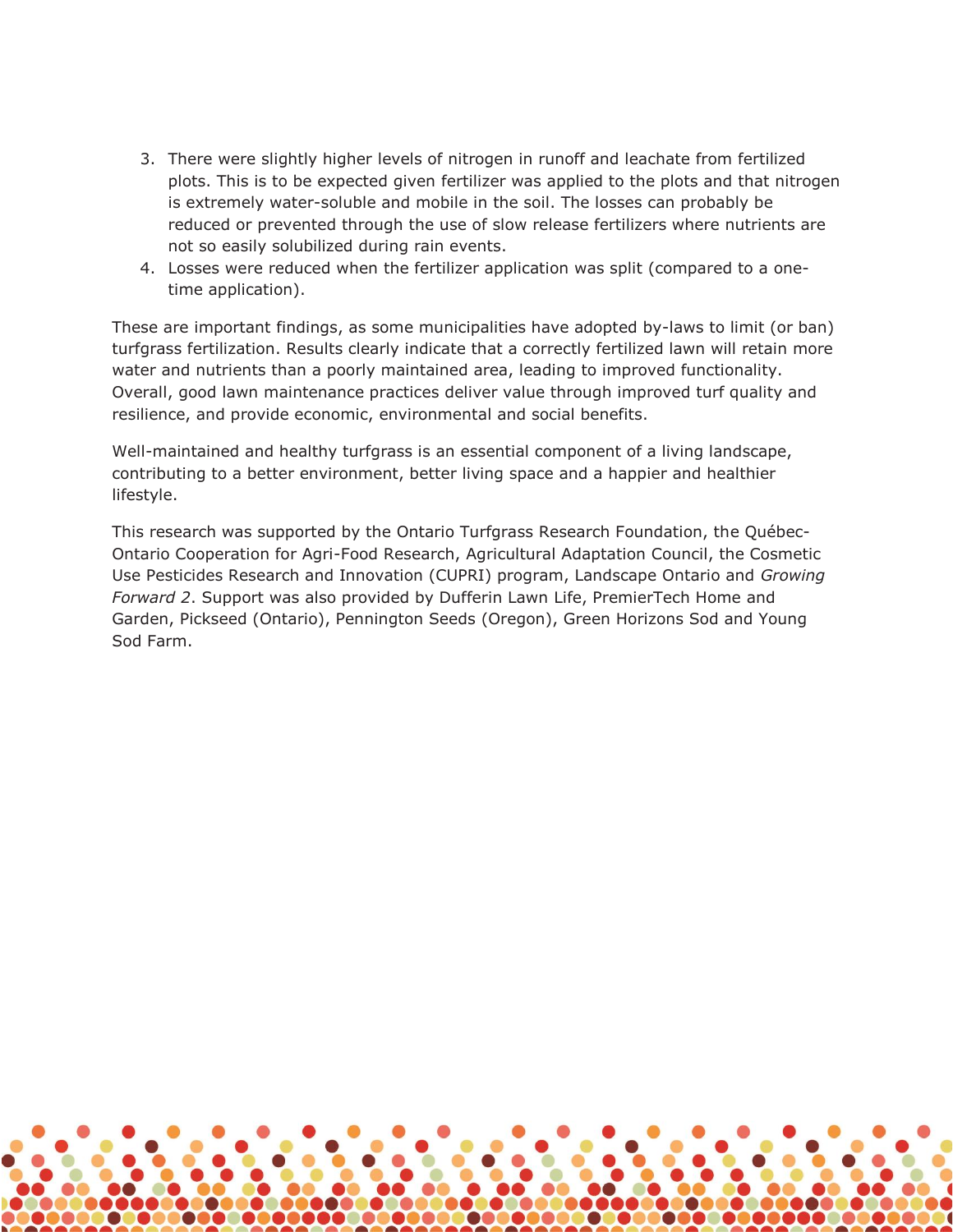3. There were slightly higher levels of nitrogen in runoff and leachate from fertilized plots. This is to be expected given fertilizer was applied to the plots and that nitrogen is extremely water-soluble and mobile in the soil. The losses can probably be reduced or prevented through the use of slow release fertilizers where nutrients are not so easily solubilized during rain events.
4. Losses were reduced when the fertilizer application was split (compared to a one-time application).

These are important findings, as some municipalities have adopted by-laws to limit (or ban) turfgrass fertilization. Results clearly indicate that a correctly fertilized lawn will retain more water and nutrients than a poorly maintained area, leading to improved functionality. Overall, good lawn maintenance practices deliver value through improved turf quality and resilience, and provide economic, environmental and social benefits.

Well-maintained and healthy turfgrass is an essential component of a living landscape, contributing to a better environment, better living space and a happier and healthier lifestyle.

This research was supported by the Ontario Turfgrass Research Foundation, the Québec-Ontario Cooperation for Agri-Food Research, Agricultural Adaptation Council, the Cosmetic Use Pesticides Research and Innovation (CUPRI) program, Landscape Ontario and *Growing Forward 2*. Support was also provided by Dufferin Lawn Life, PremierTech Home and Garden, Pickseed (Ontario), Pennington Seeds (Oregon), Green Horizons Sod and Young Sod Farm.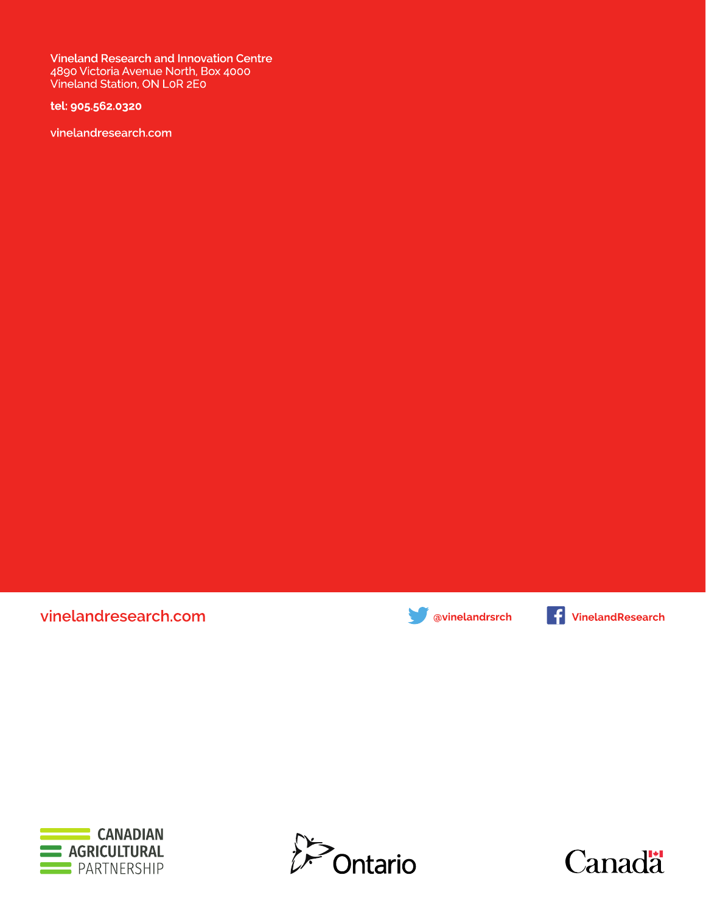**Vineland Research and Innovation Centre**
4890 Victoria Avenue North, Box 4000
Vineland Station, ON L0R 2E0

**tel: 905.562.0320**

vinelandresearch.com

vinelandresearch.com

@vinelandrsrch

VinelandResearch

CANADIAN AGRICULTURAL PARTNERSHIP

Ontario

Canada